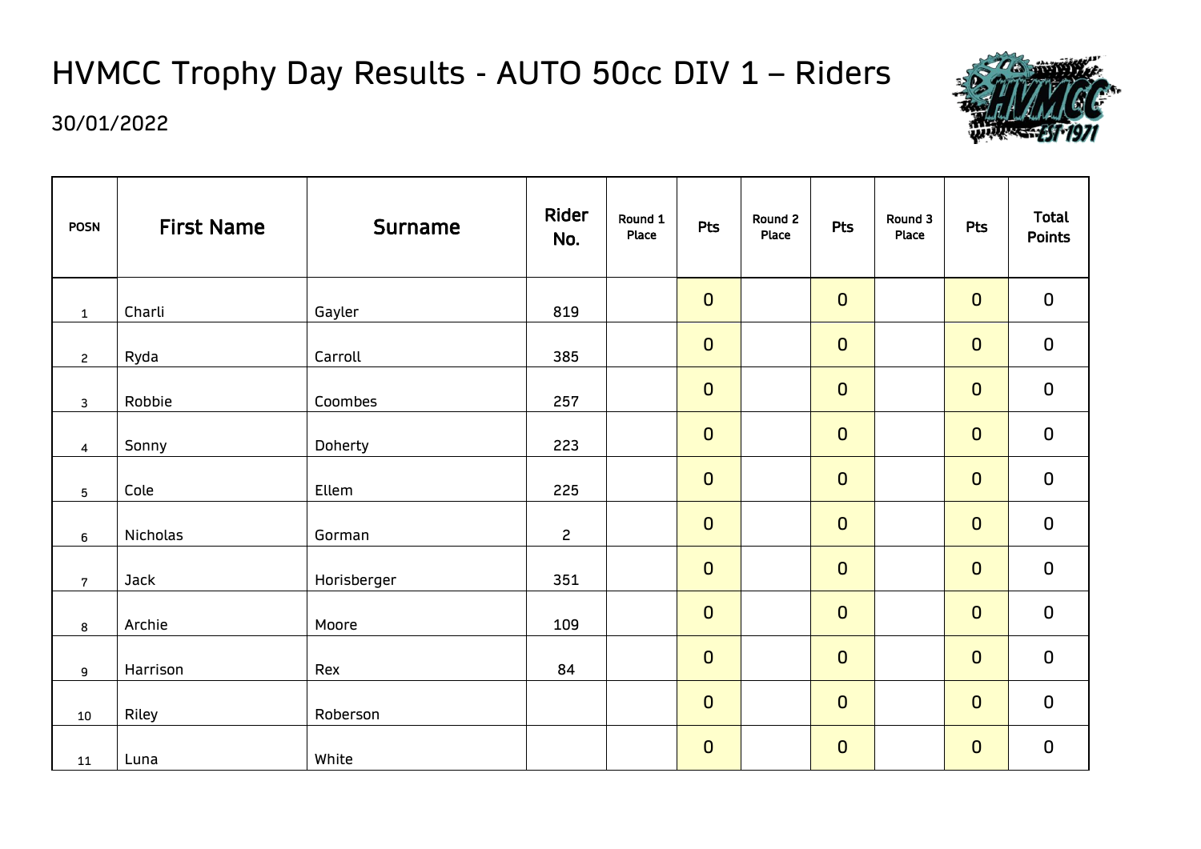# HVMCC Trophy Day Results - AUTO 50cc DIV 1 – Riders

30/01/2022

| POSN | First Name | Surname | Rider No. | Round 1 Place | Pts | Round 2 Place | Pts | Round 3 Place | Pts | Total Points |
|---|---|---|---|---|---|---|---|---|---|---|
| 1 | Charli | Gayler | 819 | | 0 | | 0 | | 0 | 0 |
| 2 | Ryda | Carroll | 385 | | 0 | | 0 | | 0 | 0 |
| 3 | Robbie | Coombes | 257 | | 0 | | 0 | | 0 | 0 |
| 4 | Sonny | Doherty | 223 | | 0 | | 0 | | 0 | 0 |
| 5 | Cole | Ellem | 225 | | 0 | | 0 | | 0 | 0 |
| 6 | Nicholas | Gorman | 2 | | 0 | | 0 | | 0 | 0 |
| 7 | Jack | Horisberger | 351 | | 0 | | 0 | | 0 | 0 |
| 8 | Archie | Moore | 109 | | 0 | | 0 | | 0 | 0 |
| 9 | Harrison | Rex | 84 | | 0 | | 0 | | 0 | 0 |
| 10 | Riley | Roberson | | | 0 | | 0 | | 0 | 0 |
| 11 | Luna | White | | | 0 | | 0 | | 0 | 0 |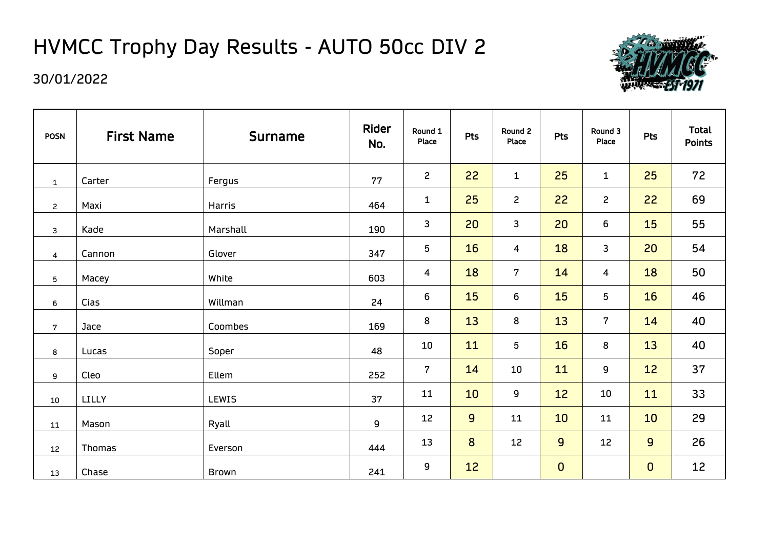# HVMCC Trophy Day Results - AUTO 50cc DIV 2

30/01/2022

| POSN | First Name | Surname | Rider No. | Round 1 Place | Pts | Round 2 Place | Pts | Round 3 Place | Pts | Total Points |
|---|---|---|---|---|---|---|---|---|---|---|
| 1 | Carter | Fergus | 77 | 2 | 22 | 1 | 25 | 1 | 25 | 72 |
| 2 | Maxi | Harris | 464 | 1 | 25 | 2 | 22 | 2 | 22 | 69 |
| 3 | Kade | Marshall | 190 | 3 | 20 | 3 | 20 | 6 | 15 | 55 |
| 4 | Cannon | Glover | 347 | 5 | 16 | 4 | 18 | 3 | 20 | 54 |
| 5 | Macey | White | 603 | 4 | 18 | 7 | 14 | 4 | 18 | 50 |
| 6 | Cias | Willman | 24 | 6 | 15 | 6 | 15 | 5 | 16 | 46 |
| 7 | Jace | Coombes | 169 | 8 | 13 | 8 | 13 | 7 | 14 | 40 |
| 8 | Lucas | Soper | 48 | 10 | 11 | 5 | 16 | 8 | 13 | 40 |
| 9 | Cleo | Ellem | 252 | 7 | 14 | 10 | 11 | 9 | 12 | 37 |
| 10 | LILLY | LEWIS | 37 | 11 | 10 | 9 | 12 | 10 | 11 | 33 |
| 11 | Mason | Ryall | 9 | 12 | 9 | 11 | 10 | 11 | 10 | 29 |
| 12 | Thomas | Everson | 444 | 13 | 8 | 12 | 9 | 12 | 9 | 26 |
| 13 | Chase | Brown | 241 | 9 | 12 | | 0 | | 0 | 12 |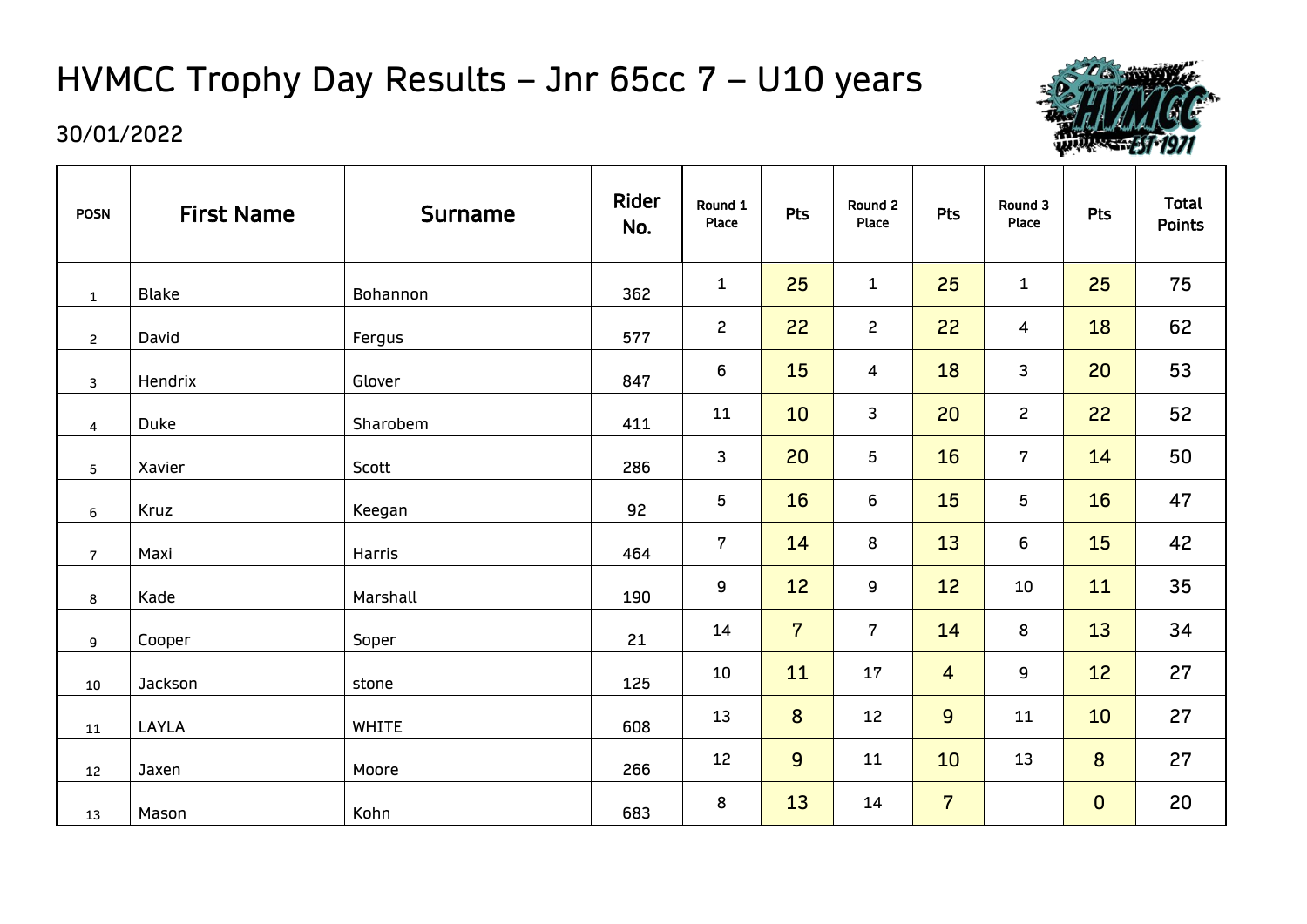# HVMCC Trophy Day Results – Jnr 65cc 7 – U10 years

30/01/2022

| POSN | First Name | Surname | Rider No. | Round 1 Place | Pts | Round 2 Place | Pts | Round 3 Place | Pts | Total Points |
|---|---|---|---|---|---|---|---|---|---|---|
| 1 | Blake | Bohannon | 362 | 1 | 25 | 1 | 25 | 1 | 25 | 75 |
| 2 | David | Fergus | 577 | 2 | 22 | 2 | 22 | 4 | 18 | 62 |
| 3 | Hendrix | Glover | 847 | 6 | 15 | 4 | 18 | 3 | 20 | 53 |
| 4 | Duke | Sharobem | 411 | 11 | 10 | 3 | 20 | 2 | 22 | 52 |
| 5 | Xavier | Scott | 286 | 3 | 20 | 5 | 16 | 7 | 14 | 50 |
| 6 | Kruz | Keegan | 92 | 5 | 16 | 6 | 15 | 5 | 16 | 47 |
| 7 | Maxi | Harris | 464 | 7 | 14 | 8 | 13 | 6 | 15 | 42 |
| 8 | Kade | Marshall | 190 | 9 | 12 | 9 | 12 | 10 | 11 | 35 |
| 9 | Cooper | Soper | 21 | 14 | 7 | 7 | 14 | 8 | 13 | 34 |
| 10 | Jackson | stone | 125 | 10 | 11 | 17 | 4 | 9 | 12 | 27 |
| 11 | LAYLA | WHITE | 608 | 13 | 8 | 12 | 9 | 11 | 10 | 27 |
| 12 | Jaxen | Moore | 266 | 12 | 9 | 11 | 10 | 13 | 8 | 27 |
| 13 | Mason | Kohn | 683 | 8 | 13 | 14 | 7 | | 0 | 20 |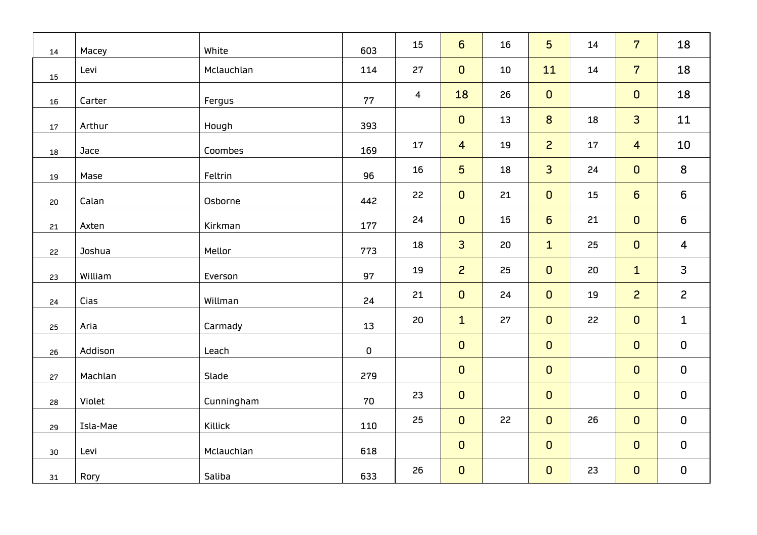| | | | | | | | | | | |
|---|---|---|---|---|---|---|---|---|---|---|
| 14 | Macey | White | 603 | 15 | 6 | 16 | 5 | 14 | 7 | 18 |
| 15 | Levi | Mclauchlan | 114 | 27 | 0 | 10 | 11 | 14 | 7 | 18 |
| 16 | Carter | Fergus | 77 | 4 | 18 | 26 | 0 | | 0 | 18 |
| 17 | Arthur | Hough | 393 | | 0 | 13 | 8 | 18 | 3 | 11 |
| 18 | Jace | Coombes | 169 | 17 | 4 | 19 | 2 | 17 | 4 | 10 |
| 19 | Mase | Feltrin | 96 | 16 | 5 | 18 | 3 | 24 | 0 | 8 |
| 20 | Calan | Osborne | 442 | 22 | 0 | 21 | 0 | 15 | 6 | 6 |
| 21 | Axten | Kirkman | 177 | 24 | 0 | 15 | 6 | 21 | 0 | 6 |
| 22 | Joshua | Mellor | 773 | 18 | 3 | 20 | 1 | 25 | 0 | 4 |
| 23 | William | Everson | 97 | 19 | 2 | 25 | 0 | 20 | 1 | 3 |
| 24 | Cias | Willman | 24 | 21 | 0 | 24 | 0 | 19 | 2 | 2 |
| 25 | Aria | Carmady | 13 | 20 | 1 | 27 | 0 | 22 | 0 | 1 |
| 26 | Addison | Leach | 0 | | 0 | | 0 | | 0 | 0 |
| 27 | Machlan | Slade | 279 | | 0 | | 0 | | 0 | 0 |
| 28 | Violet | Cunningham | 70 | 23 | 0 | | 0 | | 0 | 0 |
| 29 | Isla-Mae | Killick | 110 | 25 | 0 | 22 | 0 | 26 | 0 | 0 |
| 30 | Levi | Mclauchlan | 618 | | 0 | | 0 | | 0 | 0 |
| 31 | Rory | Saliba | 633 | 26 | 0 | | 0 | 23 | 0 | 0 |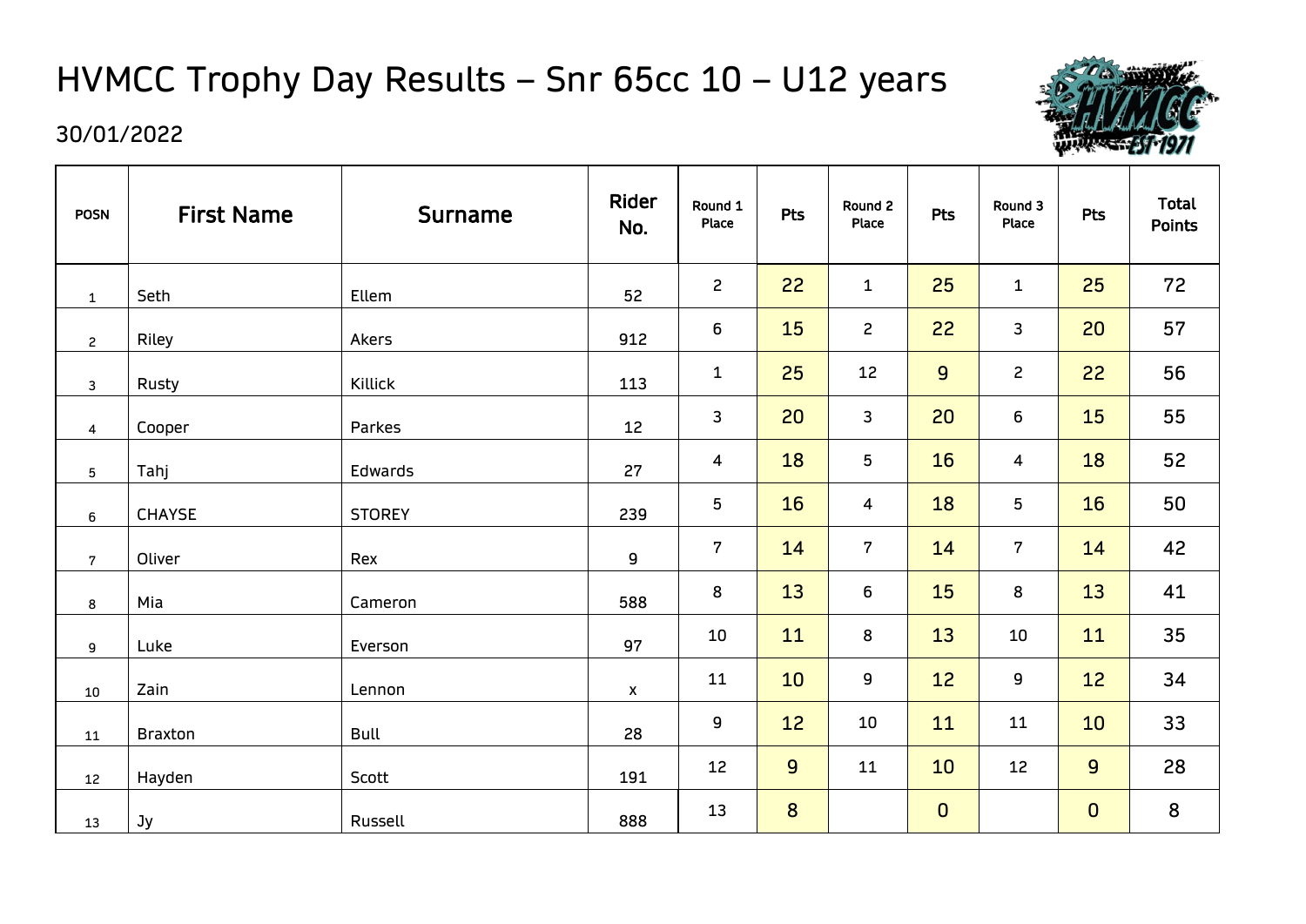# HVMCC Trophy Day Results – Snr 65cc 10 – U12 years

30/01/2022

| POSN | First Name | Surname | Rider No. | Round 1 Place | Pts | Round 2 Place | Pts | Round 3 Place | Pts | Total Points |
|---|---|---|---|---|---|---|---|---|---|---|
| 1 | Seth | Ellem | 52 | 2 | 22 | 1 | 25 | 1 | 25 | 72 |
| 2 | Riley | Akers | 912 | 6 | 15 | 2 | 22 | 3 | 20 | 57 |
| 3 | Rusty | Killick | 113 | 1 | 25 | 12 | 9 | 2 | 22 | 56 |
| 4 | Cooper | Parkes | 12 | 3 | 20 | 3 | 20 | 6 | 15 | 55 |
| 5 | Tahj | Edwards | 27 | 4 | 18 | 5 | 16 | 4 | 18 | 52 |
| 6 | CHAYSE | STOREY | 239 | 5 | 16 | 4 | 18 | 5 | 16 | 50 |
| 7 | Oliver | Rex | 9 | 7 | 14 | 7 | 14 | 7 | 14 | 42 |
| 8 | Mia | Cameron | 588 | 8 | 13 | 6 | 15 | 8 | 13 | 41 |
| 9 | Luke | Everson | 97 | 10 | 11 | 8 | 13 | 10 | 11 | 35 |
| 10 | Zain | Lennon | x | 11 | 10 | 9 | 12 | 9 | 12 | 34 |
| 11 | Braxton | Bull | 28 | 9 | 12 | 10 | 11 | 11 | 10 | 33 |
| 12 | Hayden | Scott | 191 | 12 | 9 | 11 | 10 | 12 | 9 | 28 |
| 13 | Jy | Russell | 888 | 13 | 8 | | 0 | | 0 | 8 |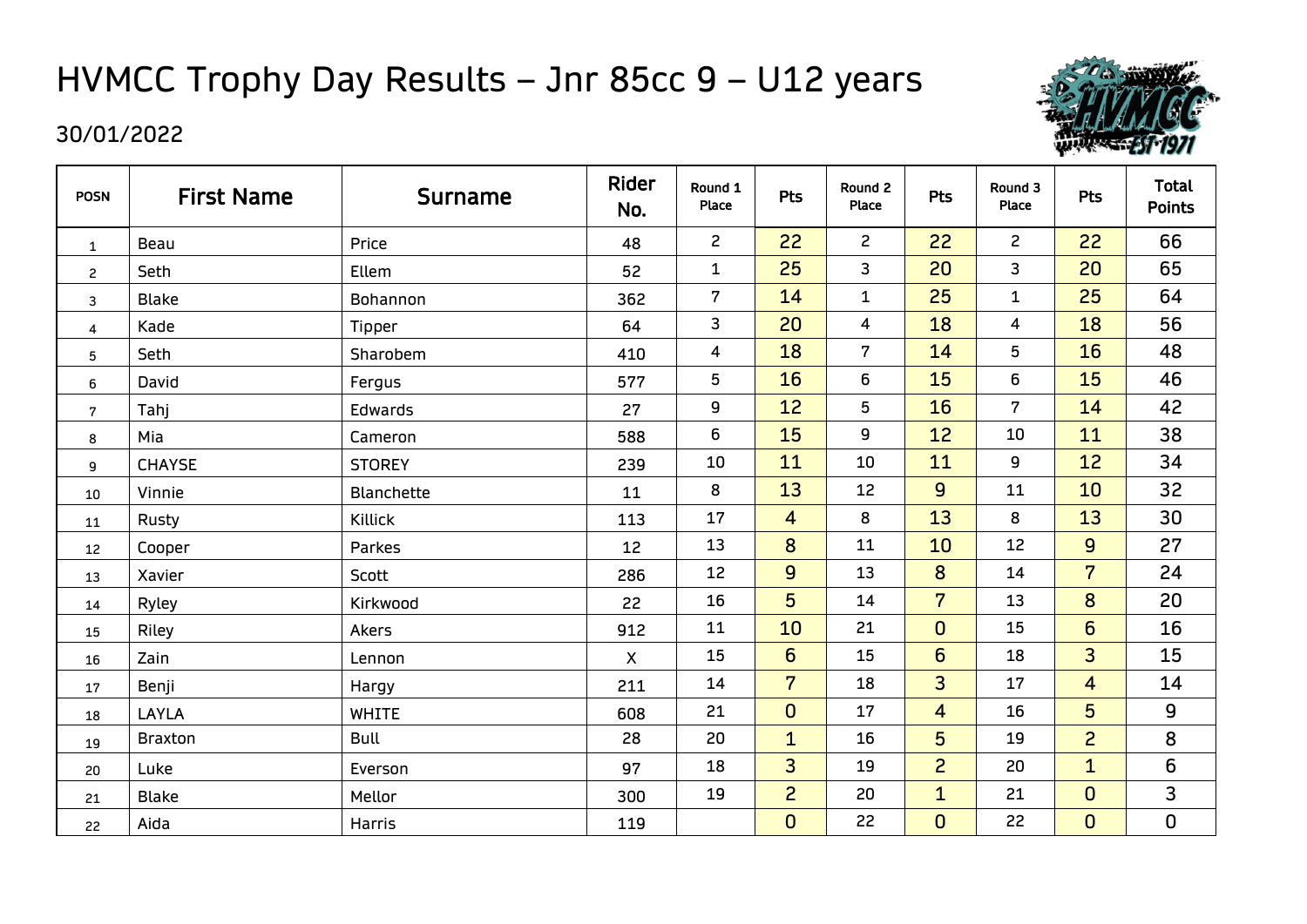# HVMCC Trophy Day Results – Jnr 85cc 9 – U12 years

30/01/2022

| POSN | First Name | Surname | Rider No. | Round 1 Place | Pts | Round 2 Place | Pts | Round 3 Place | Pts | Total Points |
|---|---|---|---|---|---|---|---|---|---|---|
| 1 | Beau | Price | 48 | 2 | 22 | 2 | 22 | 2 | 22 | 66 |
| 2 | Seth | Ellem | 52 | 1 | 25 | 3 | 20 | 3 | 20 | 65 |
| 3 | Blake | Bohannon | 362 | 7 | 14 | 1 | 25 | 1 | 25 | 64 |
| 4 | Kade | Tipper | 64 | 3 | 20 | 4 | 18 | 4 | 18 | 56 |
| 5 | Seth | Sharobem | 410 | 4 | 18 | 7 | 14 | 5 | 16 | 48 |
| 6 | David | Fergus | 577 | 5 | 16 | 6 | 15 | 6 | 15 | 46 |
| 7 | Tahj | Edwards | 27 | 9 | 12 | 5 | 16 | 7 | 14 | 42 |
| 8 | Mia | Cameron | 588 | 6 | 15 | 9 | 12 | 10 | 11 | 38 |
| 9 | CHAYSE | STOREY | 239 | 10 | 11 | 10 | 11 | 9 | 12 | 34 |
| 10 | Vinnie | Blanchette | 11 | 8 | 13 | 12 | 9 | 11 | 10 | 32 |
| 11 | Rusty | Killick | 113 | 17 | 4 | 8 | 13 | 8 | 13 | 30 |
| 12 | Cooper | Parkes | 12 | 13 | 8 | 11 | 10 | 12 | 9 | 27 |
| 13 | Xavier | Scott | 286 | 12 | 9 | 13 | 8 | 14 | 7 | 24 |
| 14 | Ryley | Kirkwood | 22 | 16 | 5 | 14 | 7 | 13 | 8 | 20 |
| 15 | Riley | Akers | 912 | 11 | 10 | 21 | 0 | 15 | 6 | 16 |
| 16 | Zain | Lennon | X | 15 | 6 | 15 | 6 | 18 | 3 | 15 |
| 17 | Benji | Hargy | 211 | 14 | 7 | 18 | 3 | 17 | 4 | 14 |
| 18 | LAYLA | WHITE | 608 | 21 | 0 | 17 | 4 | 16 | 5 | 9 |
| 19 | Braxton | Bull | 28 | 20 | 1 | 16 | 5 | 19 | 2 | 8 |
| 20 | Luke | Everson | 97 | 18 | 3 | 19 | 2 | 20 | 1 | 6 |
| 21 | Blake | Mellor | 300 | 19 | 2 | 20 | 1 | 21 | 0 | 3 |
| 22 | Aida | Harris | 119 | | 0 | 22 | 0 | 22 | 0 | 0 |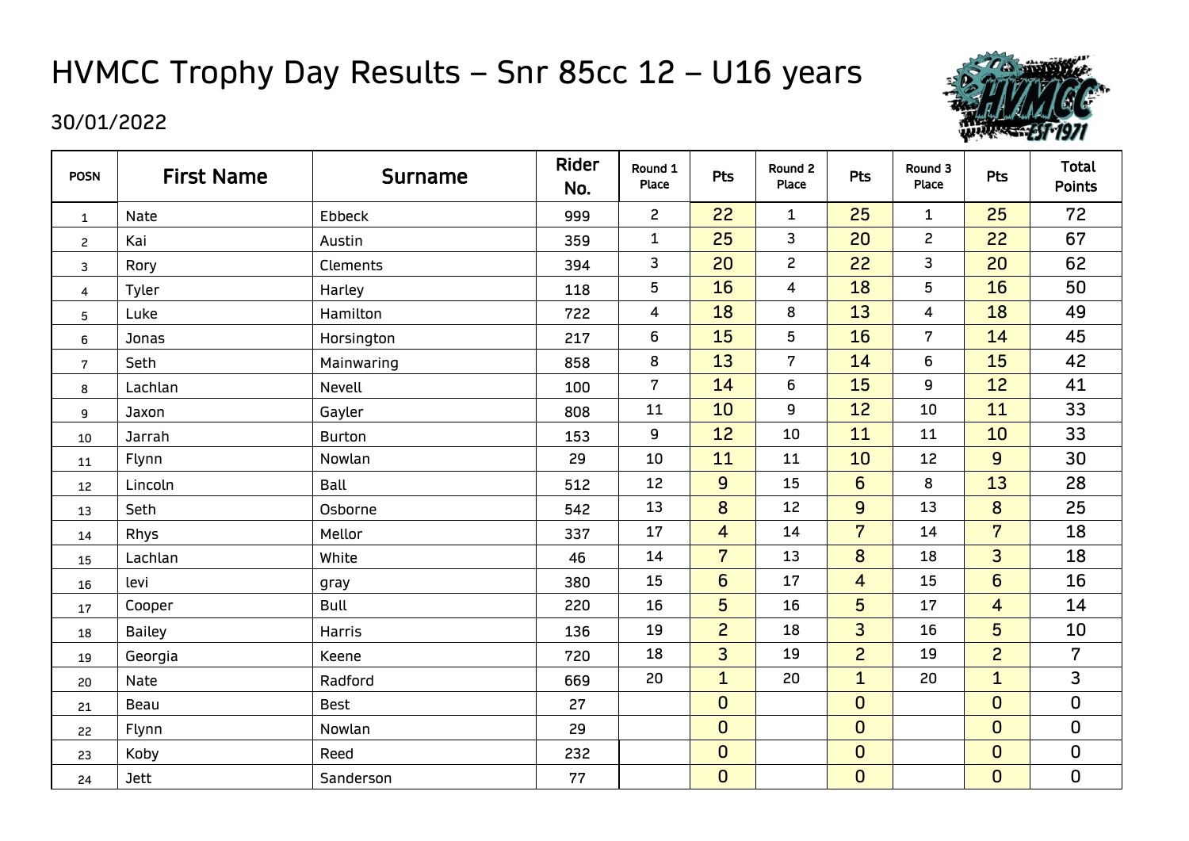# HVMCC Trophy Day Results – Snr 85cc 12 – U16 years

30/01/2022

| POSN | First Name | Surname | Rider No. | Round 1 Place | Pts | Round 2 Place | Pts | Round 3 Place | Pts | Total Points |
|---|---|---|---|---|---|---|---|---|---|---|
| 1 | Nate | Ebbeck | 999 | 2 | 22 | 1 | 25 | 1 | 25 | 72 |
| 2 | Kai | Austin | 359 | 1 | 25 | 3 | 20 | 2 | 22 | 67 |
| 3 | Rory | Clements | 394 | 3 | 20 | 2 | 22 | 3 | 20 | 62 |
| 4 | Tyler | Harley | 118 | 5 | 16 | 4 | 18 | 5 | 16 | 50 |
| 5 | Luke | Hamilton | 722 | 4 | 18 | 8 | 13 | 4 | 18 | 49 |
| 6 | Jonas | Horsington | 217 | 6 | 15 | 5 | 16 | 7 | 14 | 45 |
| 7 | Seth | Mainwaring | 858 | 8 | 13 | 7 | 14 | 6 | 15 | 42 |
| 8 | Lachlan | Nevell | 100 | 7 | 14 | 6 | 15 | 9 | 12 | 41 |
| 9 | Jaxon | Gayler | 808 | 11 | 10 | 9 | 12 | 10 | 11 | 33 |
| 10 | Jarrah | Burton | 153 | 9 | 12 | 10 | 11 | 11 | 10 | 33 |
| 11 | Flynn | Nowlan | 29 | 10 | 11 | 11 | 10 | 12 | 9 | 30 |
| 12 | Lincoln | Ball | 512 | 12 | 9 | 15 | 6 | 8 | 13 | 28 |
| 13 | Seth | Osborne | 542 | 13 | 8 | 12 | 9 | 13 | 8 | 25 |
| 14 | Rhys | Mellor | 337 | 17 | 4 | 14 | 7 | 14 | 7 | 18 |
| 15 | Lachlan | White | 46 | 14 | 7 | 13 | 8 | 18 | 3 | 18 |
| 16 | levi | gray | 380 | 15 | 6 | 17 | 4 | 15 | 6 | 16 |
| 17 | Cooper | Bull | 220 | 16 | 5 | 16 | 5 | 17 | 4 | 14 |
| 18 | Bailey | Harris | 136 | 19 | 2 | 18 | 3 | 16 | 5 | 10 |
| 19 | Georgia | Keene | 720 | 18 | 3 | 19 | 2 | 19 | 2 | 7 |
| 20 | Nate | Radford | 669 | 20 | 1 | 20 | 1 | 20 | 1 | 3 |
| 21 | Beau | Best | 27 | | 0 | | 0 | | 0 | 0 |
| 22 | Flynn | Nowlan | 29 | | 0 | | 0 | | 0 | 0 |
| 23 | Koby | Reed | 232 | | 0 | | 0 | | 0 | 0 |
| 24 | Jett | Sanderson | 77 | | 0 | | 0 | | 0 | 0 |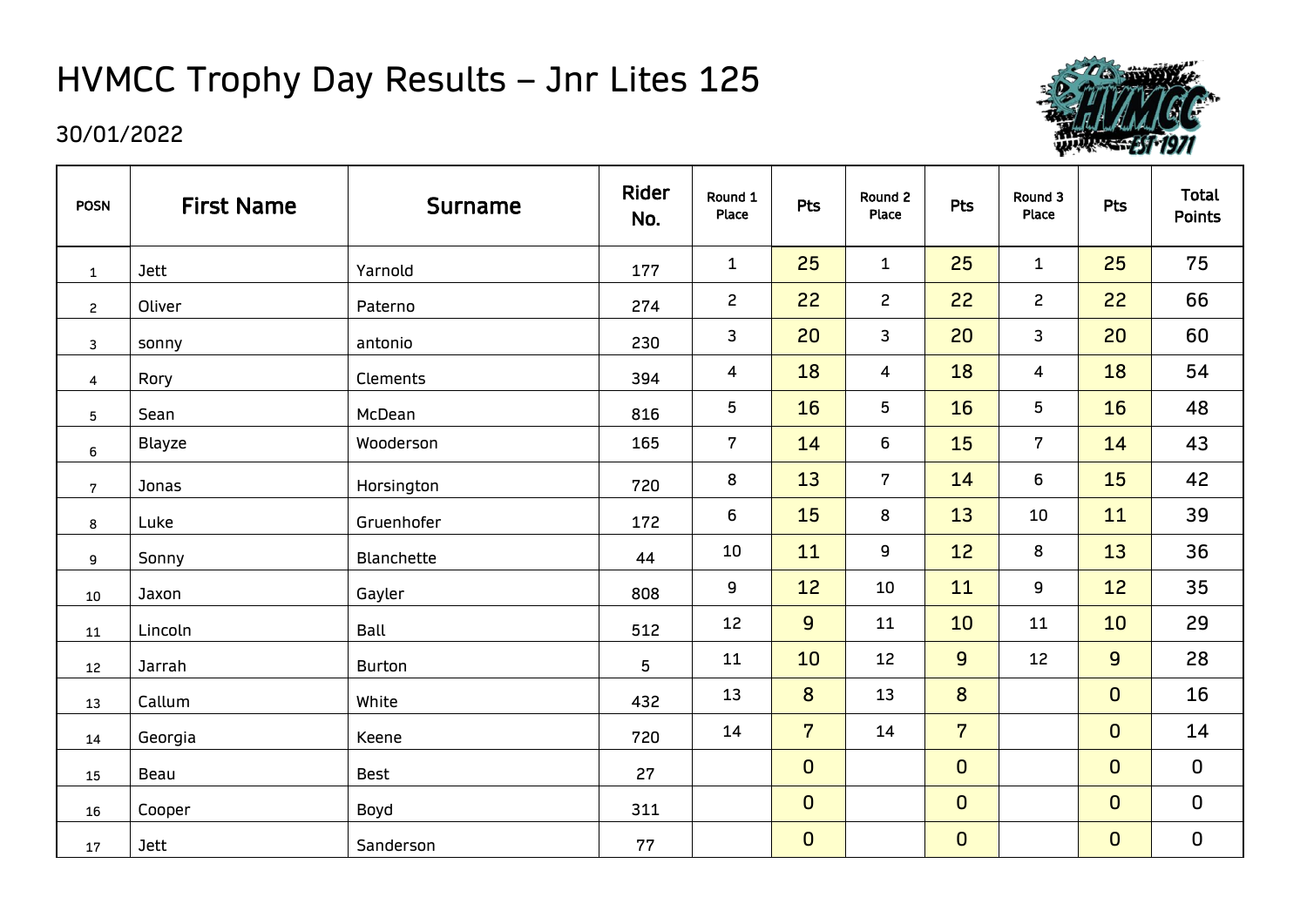# HVMCC Trophy Day Results – Jnr Lites 125

30/01/2022

| POSN | First Name | Surname | Rider No. | Round 1 Place | Pts | Round 2 Place | Pts | Round 3 Place | Pts | Total Points |
|---|---|---|---|---|---|---|---|---|---|---|
| 1 | Jett | Yarnold | 177 | 1 | 25 | 1 | 25 | 1 | 25 | 75 |
| 2 | Oliver | Paterno | 274 | 2 | 22 | 2 | 22 | 2 | 22 | 66 |
| 3 | sonny | antonio | 230 | 3 | 20 | 3 | 20 | 3 | 20 | 60 |
| 4 | Rory | Clements | 394 | 4 | 18 | 4 | 18 | 4 | 18 | 54 |
| 5 | Sean | McDean | 816 | 5 | 16 | 5 | 16 | 5 | 16 | 48 |
| 6 | Blayze | Wooderson | 165 | 7 | 14 | 6 | 15 | 7 | 14 | 43 |
| 7 | Jonas | Horsington | 720 | 8 | 13 | 7 | 14 | 6 | 15 | 42 |
| 8 | Luke | Gruenhofer | 172 | 6 | 15 | 8 | 13 | 10 | 11 | 39 |
| 9 | Sonny | Blanchette | 44 | 10 | 11 | 9 | 12 | 8 | 13 | 36 |
| 10 | Jaxon | Gayler | 808 | 9 | 12 | 10 | 11 | 9 | 12 | 35 |
| 11 | Lincoln | Ball | 512 | 12 | 9 | 11 | 10 | 11 | 10 | 29 |
| 12 | Jarrah | Burton | 5 | 11 | 10 | 12 | 9 | 12 | 9 | 28 |
| 13 | Callum | White | 432 | 13 | 8 | 13 | 8 | | 0 | 16 |
| 14 | Georgia | Keene | 720 | 14 | 7 | 14 | 7 | | 0 | 14 |
| 15 | Beau | Best | 27 | | 0 | | 0 | | 0 | 0 |
| 16 | Cooper | Boyd | 311 | | 0 | | 0 | | 0 | 0 |
| 17 | Jett | Sanderson | 77 | | 0 | | 0 | | 0 | 0 |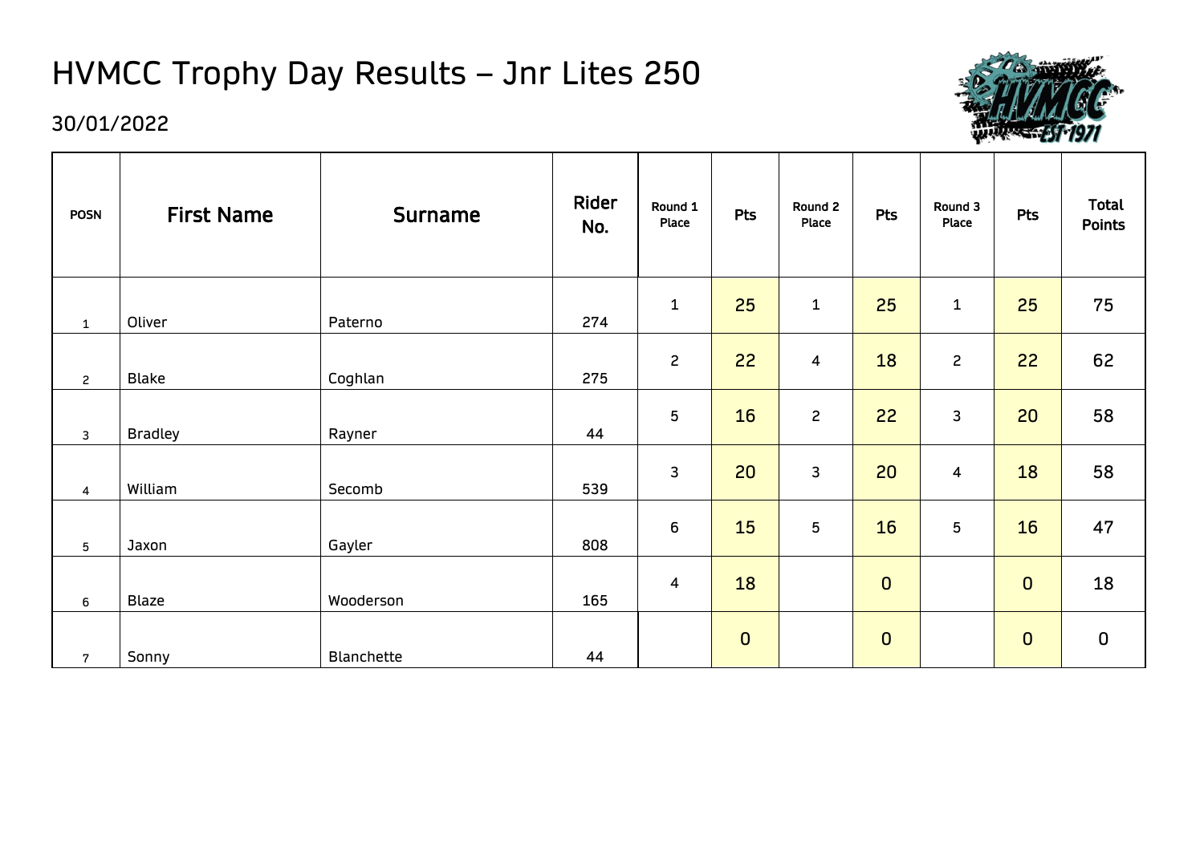# HVMCC Trophy Day Results – Jnr Lites 250

30/01/2022

| POSN | First Name | Surname | Rider No. | Round 1 Place | Pts | Round 2 Place | Pts | Round 3 Place | Pts | Total Points |
|---|---|---|---|---|---|---|---|---|---|---|
| 1 | Oliver | Paterno | 274 | 1 | 25 | 1 | 25 | 1 | 25 | 75 |
| 2 | Blake | Coghlan | 275 | 2 | 22 | 4 | 18 | 2 | 22 | 62 |
| 3 | Bradley | Rayner | 44 | 5 | 16 | 2 | 22 | 3 | 20 | 58 |
| 4 | William | Secomb | 539 | 3 | 20 | 3 | 20 | 4 | 18 | 58 |
| 5 | Jaxon | Gayler | 808 | 6 | 15 | 5 | 16 | 5 | 16 | 47 |
| 6 | Blaze | Wooderson | 165 | 4 | 18 | | 0 | | 0 | 18 |
| 7 | Sonny | Blanchette | 44 | | 0 | | 0 | | 0 | 0 |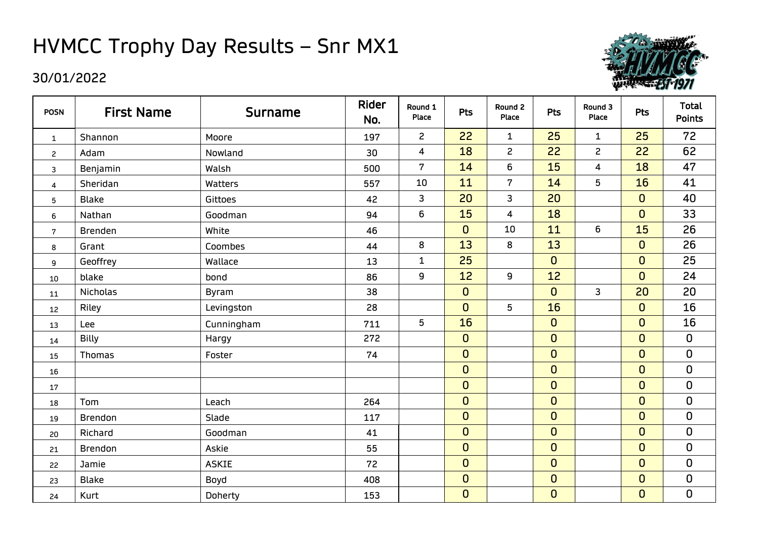# HVMCC Trophy Day Results – Snr MX1

30/01/2022

| POSN | First Name | Surname | Rider No. | Round 1 Place | Pts | Round 2 Place | Pts | Round 3 Place | Pts | Total Points |
|---|---|---|---|---|---|---|---|---|---|---|
| 1 | Shannon | Moore | 197 | 2 | 22 | 1 | 25 | 1 | 25 | 72 |
| 2 | Adam | Nowland | 30 | 4 | 18 | 2 | 22 | 2 | 22 | 62 |
| 3 | Benjamin | Walsh | 500 | 7 | 14 | 6 | 15 | 4 | 18 | 47 |
| 4 | Sheridan | Watters | 557 | 10 | 11 | 7 | 14 | 5 | 16 | 41 |
| 5 | Blake | Gittoes | 42 | 3 | 20 | 3 | 20 | | 0 | 40 |
| 6 | Nathan | Goodman | 94 | 6 | 15 | 4 | 18 | | 0 | 33 |
| 7 | Brenden | White | 46 | | 0 | 10 | 11 | 6 | 15 | 26 |
| 8 | Grant | Coombes | 44 | 8 | 13 | 8 | 13 | | 0 | 26 |
| 9 | Geoffrey | Wallace | 13 | 1 | 25 | | 0 | | 0 | 25 |
| 10 | blake | bond | 86 | 9 | 12 | 9 | 12 | | 0 | 24 |
| 11 | Nicholas | Byram | 38 | | 0 | | 0 | 3 | 20 | 20 |
| 12 | Riley | Levingston | 28 | | 0 | 5 | 16 | | 0 | 16 |
| 13 | Lee | Cunningham | 711 | 5 | 16 | | 0 | | 0 | 16 |
| 14 | Billy | Hargy | 272 | | 0 | | 0 | | 0 | 0 |
| 15 | Thomas | Foster | 74 | | 0 | | 0 | | 0 | 0 |
| 16 | | | | | 0 | | 0 | | 0 | 0 |
| 17 | | | | | 0 | | 0 | | 0 | 0 |
| 18 | Tom | Leach | 264 | | 0 | | 0 | | 0 | 0 |
| 19 | Brendon | Slade | 117 | | 0 | | 0 | | 0 | 0 |
| 20 | Richard | Goodman | 41 | | 0 | | 0 | | 0 | 0 |
| 21 | Brendon | Askie | 55 | | 0 | | 0 | | 0 | 0 |
| 22 | Jamie | ASKIE | 72 | | 0 | | 0 | | 0 | 0 |
| 23 | Blake | Boyd | 408 | | 0 | | 0 | | 0 | 0 |
| 24 | Kurt | Doherty | 153 | | 0 | | 0 | | 0 | 0 |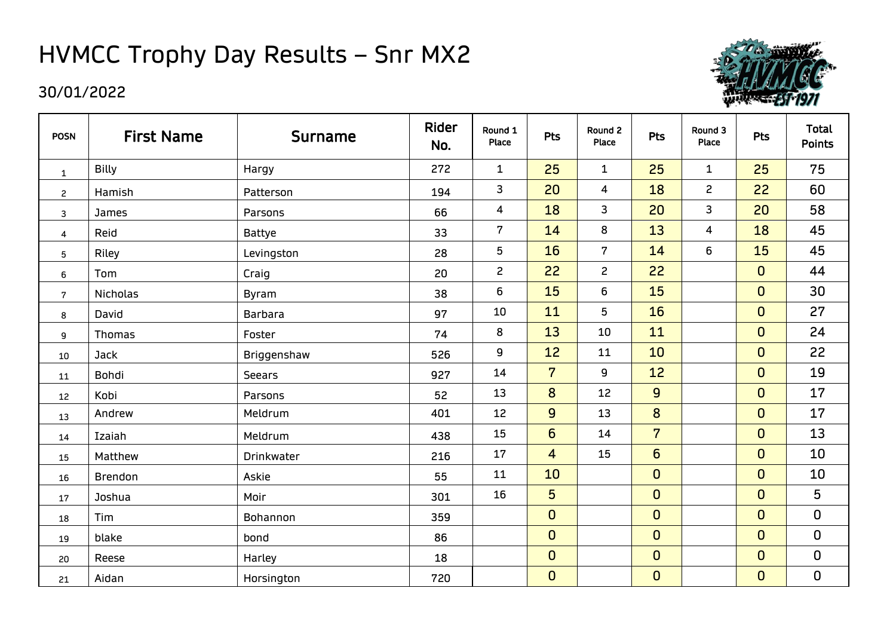# HVMCC Trophy Day Results – Snr MX2

30/01/2022

| POSN | First Name | Surname | Rider No. | Round 1 Place | Pts | Round 2 Place | Pts | Round 3 Place | Pts | Total Points |
|---|---|---|---|---|---|---|---|---|---|---|
| 1 | Billy | Hargy | 272 | 1 | 25 | 1 | 25 | 1 | 25 | 75 |
| 2 | Hamish | Patterson | 194 | 3 | 20 | 4 | 18 | 2 | 22 | 60 |
| 3 | James | Parsons | 66 | 4 | 18 | 3 | 20 | 3 | 20 | 58 |
| 4 | Reid | Battye | 33 | 7 | 14 | 8 | 13 | 4 | 18 | 45 |
| 5 | Riley | Levingston | 28 | 5 | 16 | 7 | 14 | 6 | 15 | 45 |
| 6 | Tom | Craig | 20 | 2 | 22 | 2 | 22 | | 0 | 44 |
| 7 | Nicholas | Byram | 38 | 6 | 15 | 6 | 15 | | 0 | 30 |
| 8 | David | Barbara | 97 | 10 | 11 | 5 | 16 | | 0 | 27 |
| 9 | Thomas | Foster | 74 | 8 | 13 | 10 | 11 | | 0 | 24 |
| 10 | Jack | Briggenshaw | 526 | 9 | 12 | 11 | 10 | | 0 | 22 |
| 11 | Bohdi | Seears | 927 | 14 | 7 | 9 | 12 | | 0 | 19 |
| 12 | Kobi | Parsons | 52 | 13 | 8 | 12 | 9 | | 0 | 17 |
| 13 | Andrew | Meldrum | 401 | 12 | 9 | 13 | 8 | | 0 | 17 |
| 14 | Izaiah | Meldrum | 438 | 15 | 6 | 14 | 7 | | 0 | 13 |
| 15 | Matthew | Drinkwater | 216 | 17 | 4 | 15 | 6 | | 0 | 10 |
| 16 | Brendon | Askie | 55 | 11 | 10 | | 0 | | 0 | 10 |
| 17 | Joshua | Moir | 301 | 16 | 5 | | 0 | | 0 | 5 |
| 18 | Tim | Bohannon | 359 | | 0 | | 0 | | 0 | 0 |
| 19 | blake | bond | 86 | | 0 | | 0 | | 0 | 0 |
| 20 | Reese | Harley | 18 | | 0 | | 0 | | 0 | 0 |
| 21 | Aidan | Horsington | 720 | | 0 | | 0 | | 0 | 0 |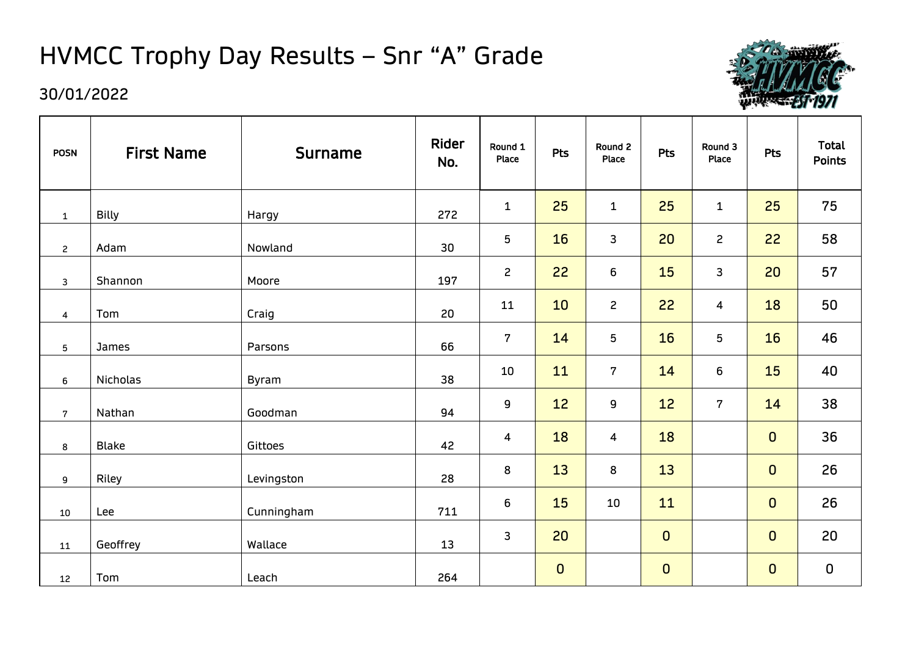# HVMCC Trophy Day Results – Snr “A” Grade

30/01/2022

| POSN | First Name | Surname | Rider No. | Round 1 Place | Pts | Round 2 Place | Pts | Round 3 Place | Pts | Total Points |
|---|---|---|---|---|---|---|---|---|---|---|
| 1 | Billy | Hargy | 272 | 1 | 25 | 1 | 25 | 1 | 25 | 75 |
| 2 | Adam | Nowland | 30 | 5 | 16 | 3 | 20 | 2 | 22 | 58 |
| 3 | Shannon | Moore | 197 | 2 | 22 | 6 | 15 | 3 | 20 | 57 |
| 4 | Tom | Craig | 20 | 11 | 10 | 2 | 22 | 4 | 18 | 50 |
| 5 | James | Parsons | 66 | 7 | 14 | 5 | 16 | 5 | 16 | 46 |
| 6 | Nicholas | Byram | 38 | 10 | 11 | 7 | 14 | 6 | 15 | 40 |
| 7 | Nathan | Goodman | 94 | 9 | 12 | 9 | 12 | 7 | 14 | 38 |
| 8 | Blake | Gittoes | 42 | 4 | 18 | 4 | 18 | | 0 | 36 |
| 9 | Riley | Levingston | 28 | 8 | 13 | 8 | 13 | | 0 | 26 |
| 10 | Lee | Cunningham | 711 | 6 | 15 | 10 | 11 | | 0 | 26 |
| 11 | Geoffrey | Wallace | 13 | 3 | 20 | | 0 | | 0 | 20 |
| 12 | Tom | Leach | 264 | | 0 | | 0 | | 0 | 0 |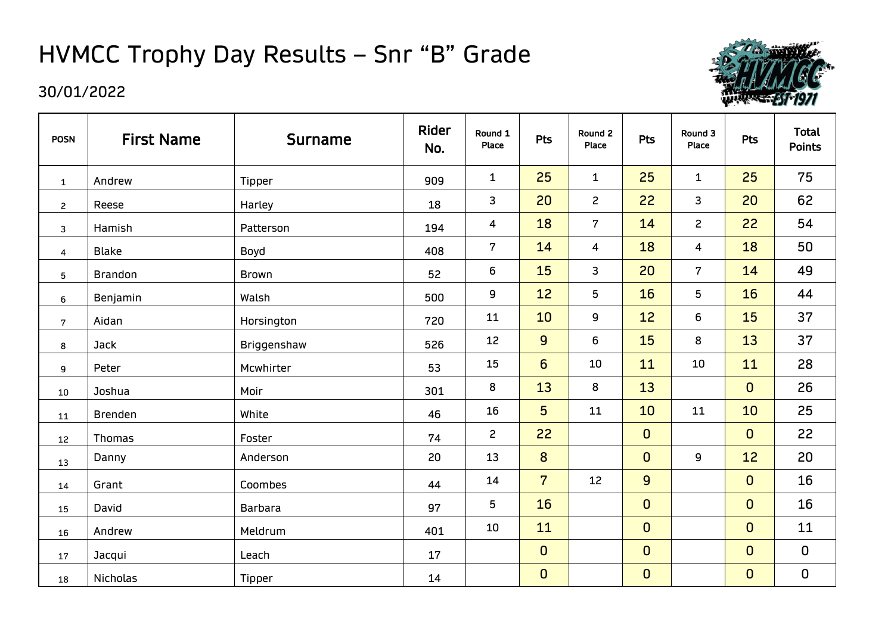# HVMCC Trophy Day Results – Snr "B" Grade

30/01/2022

| POSN | First Name | Surname | Rider No. | Round 1 Place | Pts | Round 2 Place | Pts | Round 3 Place | Pts | Total Points |
|---|---|---|---|---|---|---|---|---|---|---|
| 1 | Andrew | Tipper | 909 | 1 | 25 | 1 | 25 | 1 | 25 | 75 |
| 2 | Reese | Harley | 18 | 3 | 20 | 2 | 22 | 3 | 20 | 62 |
| 3 | Hamish | Patterson | 194 | 4 | 18 | 7 | 14 | 2 | 22 | 54 |
| 4 | Blake | Boyd | 408 | 7 | 14 | 4 | 18 | 4 | 18 | 50 |
| 5 | Brandon | Brown | 52 | 6 | 15 | 3 | 20 | 7 | 14 | 49 |
| 6 | Benjamin | Walsh | 500 | 9 | 12 | 5 | 16 | 5 | 16 | 44 |
| 7 | Aidan | Horsington | 720 | 11 | 10 | 9 | 12 | 6 | 15 | 37 |
| 8 | Jack | Briggenshaw | 526 | 12 | 9 | 6 | 15 | 8 | 13 | 37 |
| 9 | Peter | Mcwhirter | 53 | 15 | 6 | 10 | 11 | 10 | 11 | 28 |
| 10 | Joshua | Moir | 301 | 8 | 13 | 8 | 13 | | 0 | 26 |
| 11 | Brenden | White | 46 | 16 | 5 | 11 | 10 | 11 | 10 | 25 |
| 12 | Thomas | Foster | 74 | 2 | 22 | | 0 | | 0 | 22 |
| 13 | Danny | Anderson | 20 | 13 | 8 | | 0 | 9 | 12 | 20 |
| 14 | Grant | Coombes | 44 | 14 | 7 | 12 | 9 | | 0 | 16 |
| 15 | David | Barbara | 97 | 5 | 16 | | 0 | | 0 | 16 |
| 16 | Andrew | Meldrum | 401 | 10 | 11 | | 0 | | 0 | 11 |
| 17 | Jacqui | Leach | 17 | | 0 | | 0 | | 0 | 0 |
| 18 | Nicholas | Tipper | 14 | | 0 | | 0 | | 0 | 0 |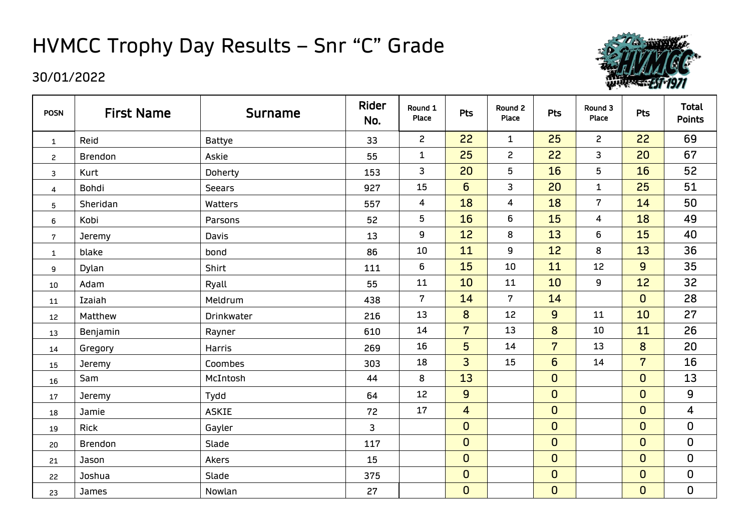# HVMCC Trophy Day Results – Snr “C” Grade

30/01/2022

| POSN | First Name | Surname | Rider No. | Round 1 Place | Pts | Round 2 Place | Pts | Round 3 Place | Pts | Total Points |
|---|---|---|---|---|---|---|---|---|---|---|
| 1 | Reid | Battye | 33 | 2 | 22 | 1 | 25 | 2 | 22 | 69 |
| 2 | Brendon | Askie | 55 | 1 | 25 | 2 | 22 | 3 | 20 | 67 |
| 3 | Kurt | Doherty | 153 | 3 | 20 | 5 | 16 | 5 | 16 | 52 |
| 4 | Bohdi | Seears | 927 | 15 | 6 | 3 | 20 | 1 | 25 | 51 |
| 5 | Sheridan | Watters | 557 | 4 | 18 | 4 | 18 | 7 | 14 | 50 |
| 6 | Kobi | Parsons | 52 | 5 | 16 | 6 | 15 | 4 | 18 | 49 |
| 7 | Jeremy | Davis | 13 | 9 | 12 | 8 | 13 | 6 | 15 | 40 |
| 1 | blake | bond | 86 | 10 | 11 | 9 | 12 | 8 | 13 | 36 |
| 9 | Dylan | Shirt | 111 | 6 | 15 | 10 | 11 | 12 | 9 | 35 |
| 10 | Adam | Ryall | 55 | 11 | 10 | 11 | 10 | 9 | 12 | 32 |
| 11 | Izaiah | Meldrum | 438 | 7 | 14 | 7 | 14 | | 0 | 28 |
| 12 | Matthew | Drinkwater | 216 | 13 | 8 | 12 | 9 | 11 | 10 | 27 |
| 13 | Benjamin | Rayner | 610 | 14 | 7 | 13 | 8 | 10 | 11 | 26 |
| 14 | Gregory | Harris | 269 | 16 | 5 | 14 | 7 | 13 | 8 | 20 |
| 15 | Jeremy | Coombes | 303 | 18 | 3 | 15 | 6 | 14 | 7 | 16 |
| 16 | Sam | McIntosh | 44 | 8 | 13 | | 0 | | 0 | 13 |
| 17 | Jeremy | Tydd | 64 | 12 | 9 | | 0 | | 0 | 9 |
| 18 | Jamie | ASKIE | 72 | 17 | 4 | | 0 | | 0 | 4 |
| 19 | Rick | Gayler | 3 | | 0 | | 0 | | 0 | 0 |
| 20 | Brendon | Slade | 117 | | 0 | | 0 | | 0 | 0 |
| 21 | Jason | Akers | 15 | | 0 | | 0 | | 0 | 0 |
| 22 | Joshua | Slade | 375 | | 0 | | 0 | | 0 | 0 |
| 23 | James | Nowlan | 27 | | 0 | | 0 | | 0 | 0 |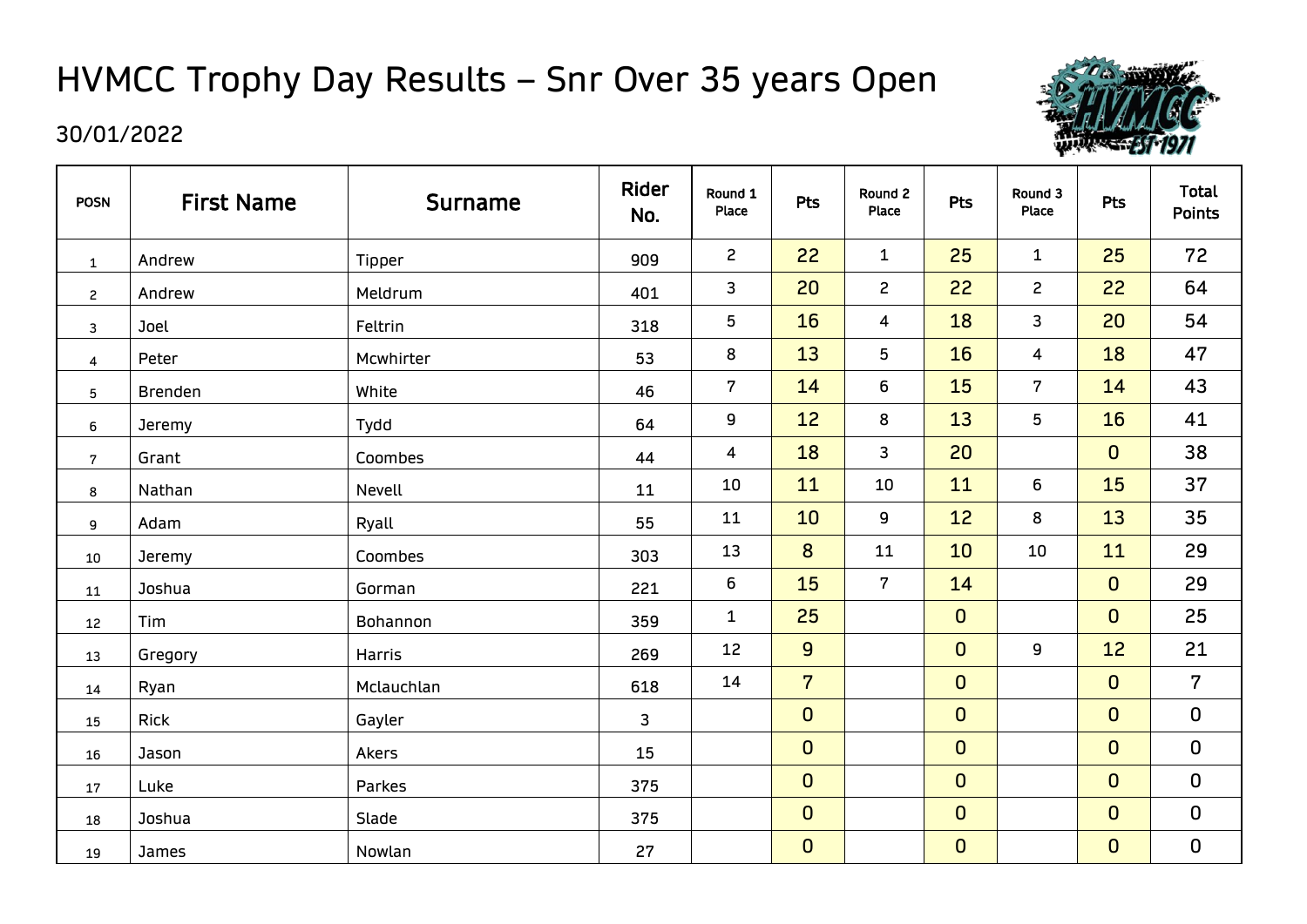# HVMCC Trophy Day Results – Snr Over 35 years Open

30/01/2022

| POSN | First Name | Surname | Rider No. | Round 1 Place | Pts | Round 2 Place | Pts | Round 3 Place | Pts | Total Points |
|---|---|---|---|---|---|---|---|---|---|---|
| 1 | Andrew | Tipper | 909 | 2 | 22 | 1 | 25 | 1 | 25 | 72 |
| 2 | Andrew | Meldrum | 401 | 3 | 20 | 2 | 22 | 2 | 22 | 64 |
| 3 | Joel | Feltrin | 318 | 5 | 16 | 4 | 18 | 3 | 20 | 54 |
| 4 | Peter | Mcwhirter | 53 | 8 | 13 | 5 | 16 | 4 | 18 | 47 |
| 5 | Brenden | White | 46 | 7 | 14 | 6 | 15 | 7 | 14 | 43 |
| 6 | Jeremy | Tydd | 64 | 9 | 12 | 8 | 13 | 5 | 16 | 41 |
| 7 | Grant | Coombes | 44 | 4 | 18 | 3 | 20 | | 0 | 38 |
| 8 | Nathan | Nevell | 11 | 10 | 11 | 10 | 11 | 6 | 15 | 37 |
| 9 | Adam | Ryall | 55 | 11 | 10 | 9 | 12 | 8 | 13 | 35 |
| 10 | Jeremy | Coombes | 303 | 13 | 8 | 11 | 10 | 10 | 11 | 29 |
| 11 | Joshua | Gorman | 221 | 6 | 15 | 7 | 14 | | 0 | 29 |
| 12 | Tim | Bohannon | 359 | 1 | 25 | | 0 | | 0 | 25 |
| 13 | Gregory | Harris | 269 | 12 | 9 | | 0 | 9 | 12 | 21 |
| 14 | Ryan | Mclauchlan | 618 | 14 | 7 | | 0 | | 0 | 7 |
| 15 | Rick | Gayler | 3 | | 0 | | 0 | | 0 | 0 |
| 16 | Jason | Akers | 15 | | 0 | | 0 | | 0 | 0 |
| 17 | Luke | Parkes | 375 | | 0 | | 0 | | 0 | 0 |
| 18 | Joshua | Slade | 375 | | 0 | | 0 | | 0 | 0 |
| 19 | James | Nowlan | 27 | | 0 | | 0 | | 0 | 0 |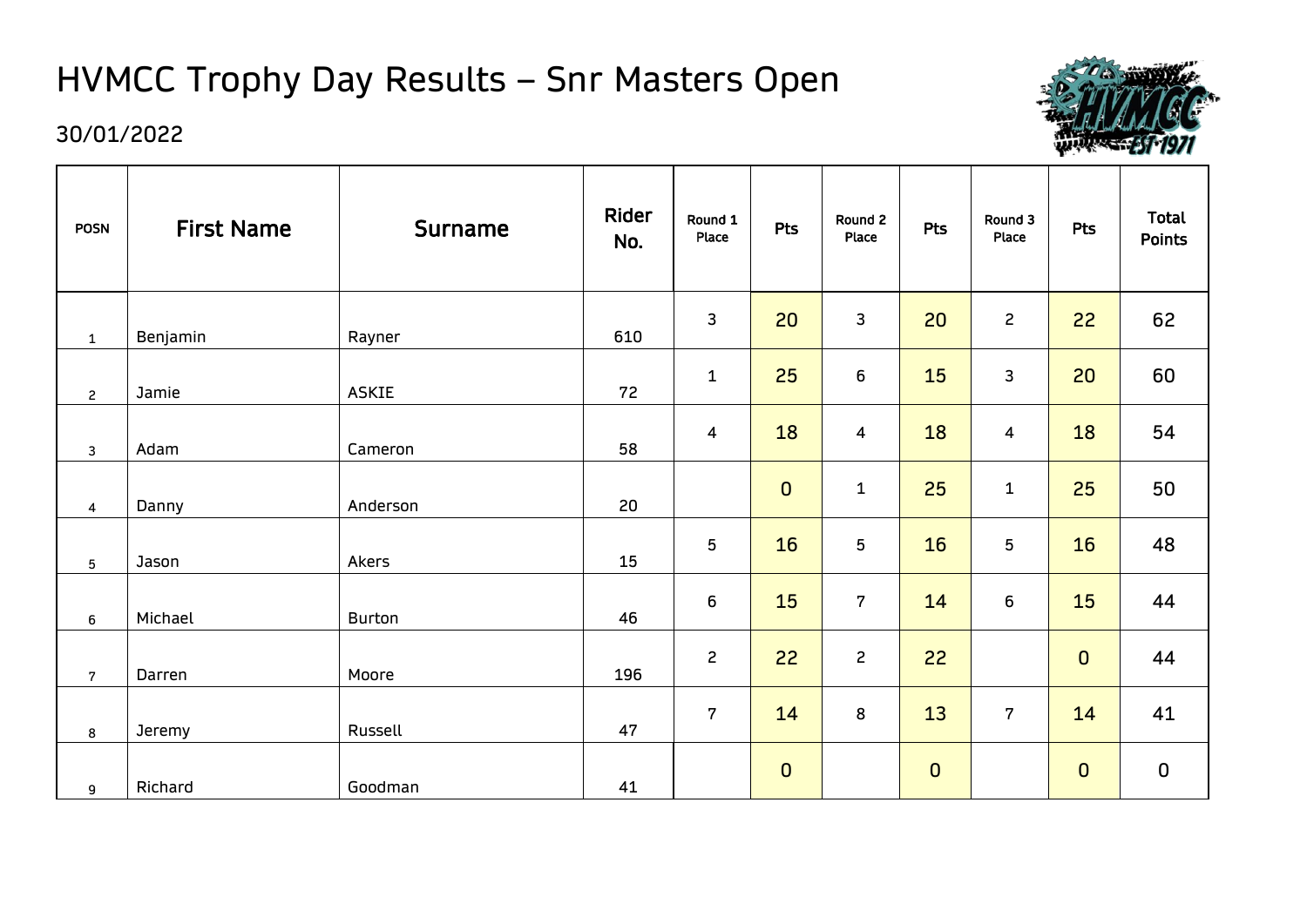# HVMCC Trophy Day Results – Snr Masters Open

30/01/2022

| POSN | First Name | Surname | Rider No. | Round 1 Place | Pts | Round 2 Place | Pts | Round 3 Place | Pts | Total Points |
|---|---|---|---|---|---|---|---|---|---|---|
| 1 | Benjamin | Rayner | 610 | 3 | 20 | 3 | 20 | 2 | 22 | 62 |
| 2 | Jamie | ASKIE | 72 | 1 | 25 | 6 | 15 | 3 | 20 | 60 |
| 3 | Adam | Cameron | 58 | 4 | 18 | 4 | 18 | 4 | 18 | 54 |
| 4 | Danny | Anderson | 20 | | 0 | 1 | 25 | 1 | 25 | 50 |
| 5 | Jason | Akers | 15 | 5 | 16 | 5 | 16 | 5 | 16 | 48 |
| 6 | Michael | Burton | 46 | 6 | 15 | 7 | 14 | 6 | 15 | 44 |
| 7 | Darren | Moore | 196 | 2 | 22 | 2 | 22 | | 0 | 44 |
| 8 | Jeremy | Russell | 47 | 7 | 14 | 8 | 13 | 7 | 14 | 41 |
| 9 | Richard | Goodman | 41 | | 0 | | 0 | | 0 | 0 |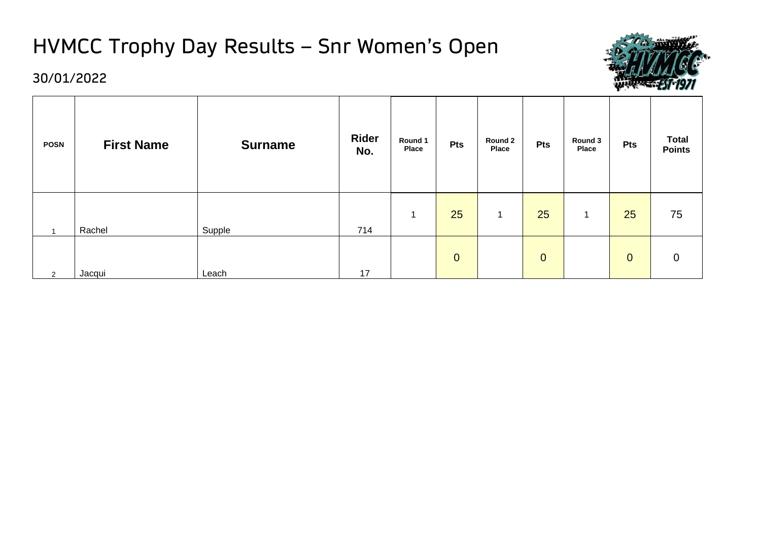# HVMCC Trophy Day Results – Snr Women's Open

30/01/2022

| POSN | First Name | Surname | Rider No. | Round 1 Place | Pts | Round 2 Place | Pts | Round 3 Place | Pts | Total Points |
|---|---|---|---|---|---|---|---|---|---|---|
| 1 | Rachel | Supple | 714 | 1 | 25 | 1 | 25 | 1 | 25 | 75 |
| 2 | Jacqui | Leach | 17 | | 0 | | 0 | | 0 | 0 |